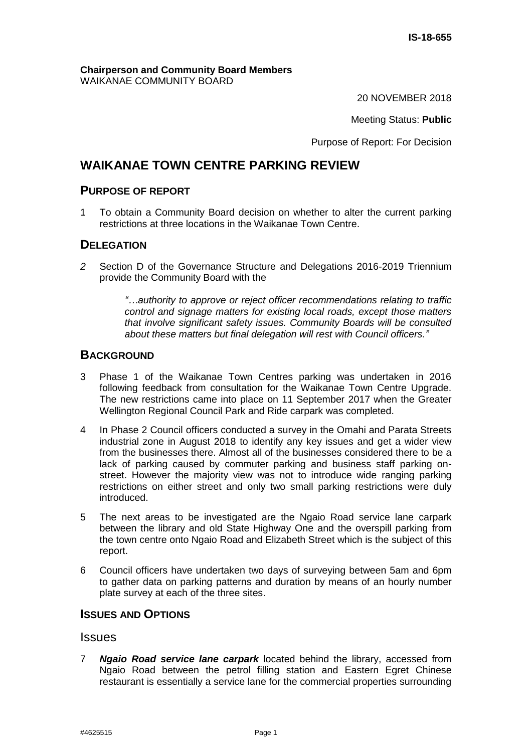IS-18-655

**Chairperson and Community Board Members**
WAIKANAE COMMUNITY BOARD

20 NOVEMBER 2018

Meeting Status: **Public**

Purpose of Report: For Decision

# WAIKANAE TOWN CENTRE PARKING REVIEW

## PURPOSE OF REPORT

1 To obtain a Community Board decision on whether to alter the current parking restrictions at three locations in the Waikanae Town Centre.

## DELEGATION

*2* Section D of the Governance Structure and Delegations 2016-2019 Triennium provide the Community Board with the

> *"…authority to approve or reject officer recommendations relating to traffic control and signage matters for existing local roads, except those matters that involve significant safety issues. Community Boards will be consulted about these matters but final delegation will rest with Council officers."*

## BACKGROUND

3 Phase 1 of the Waikanae Town Centres parking was undertaken in 2016 following feedback from consultation for the Waikanae Town Centre Upgrade. The new restrictions came into place on 11 September 2017 when the Greater Wellington Regional Council Park and Ride carpark was completed.

4 In Phase 2 Council officers conducted a survey in the Omahi and Parata Streets industrial zone in August 2018 to identify any key issues and get a wider view from the businesses there. Almost all of the businesses considered there to be a lack of parking caused by commuter parking and business staff parking on-street. However the majority view was not to introduce wide ranging parking restrictions on either street and only two small parking restrictions were duly introduced.

5 The next areas to be investigated are the Ngaio Road service lane carpark between the library and old State Highway One and the overspill parking from the town centre onto Ngaio Road and Elizabeth Street which is the subject of this report.

6 Council officers have undertaken two days of surveying between 5am and 6pm to gather data on parking patterns and duration by means of an hourly number plate survey at each of the three sites.

## ISSUES AND OPTIONS

### Issues

7 ***Ngaio Road service lane carpark*** located behind the library, accessed from Ngaio Road between the petrol filling station and Eastern Egret Chinese restaurant is essentially a service lane for the commercial properties surrounding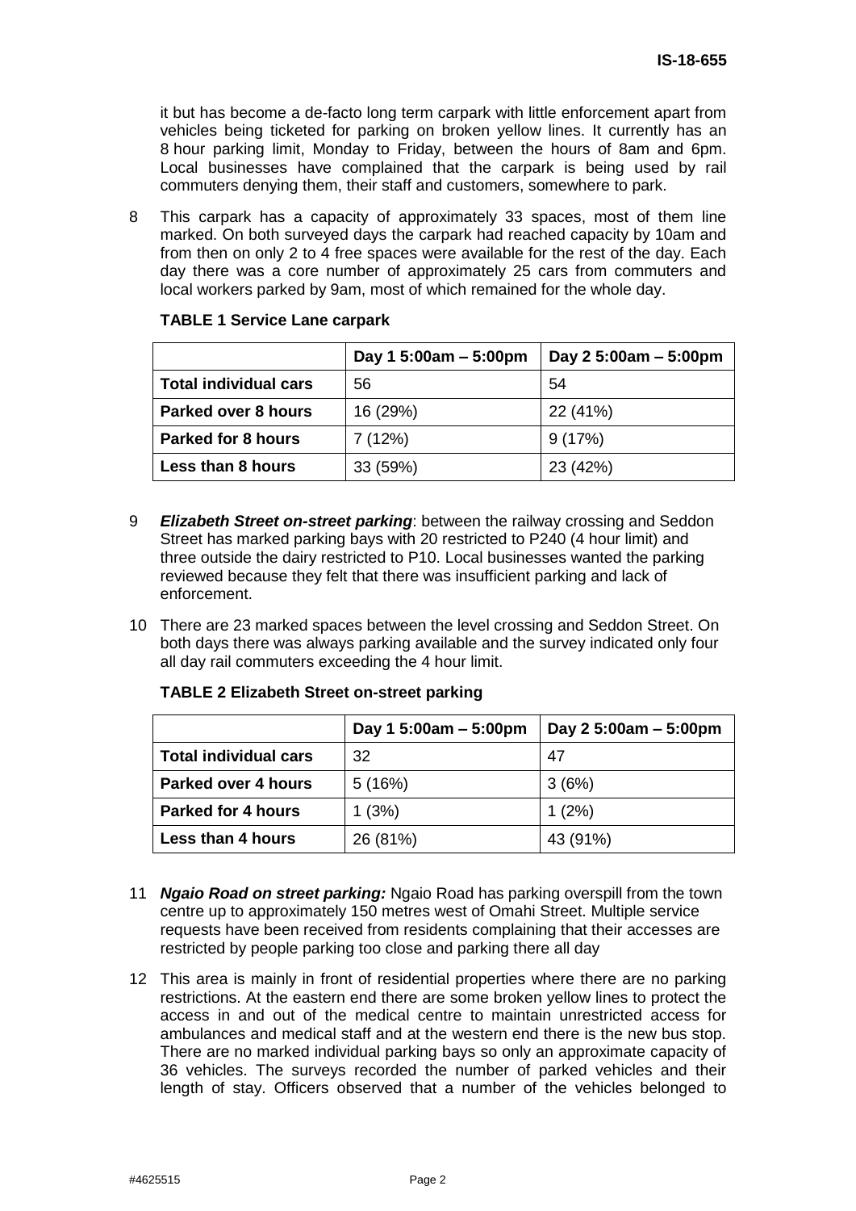it but has become a de-facto long term carpark with little enforcement apart from vehicles being ticketed for parking on broken yellow lines. It currently has an 8 hour parking limit, Monday to Friday, between the hours of 8am and 6pm. Local businesses have complained that the carpark is being used by rail commuters denying them, their staff and customers, somewhere to park.

8 This carpark has a capacity of approximately 33 spaces, most of them line marked. On both surveyed days the carpark had reached capacity by 10am and from then on only 2 to 4 free spaces were available for the rest of the day. Each day there was a core number of approximately 25 cars from commuters and local workers parked by 9am, most of which remained for the whole day.

**TABLE 1 Service Lane carpark**

| | Day 1 5:00am – 5:00pm | Day 2 5:00am – 5:00pm |
|---|---|---|
| **Total individual cars** | 56 | 54 |
| **Parked over 8 hours** | 16 (29%) | 22 (41%) |
| **Parked for 8 hours** | 7 (12%) | 9 (17%) |
| **Less than 8 hours** | 33 (59%) | 23 (42%) |

9 ***Elizabeth Street on-street parking***: between the railway crossing and Seddon Street has marked parking bays with 20 restricted to P240 (4 hour limit) and three outside the dairy restricted to P10. Local businesses wanted the parking reviewed because they felt that there was insufficient parking and lack of enforcement.

10 There are 23 marked spaces between the level crossing and Seddon Street. On both days there was always parking available and the survey indicated only four all day rail commuters exceeding the 4 hour limit.

**TABLE 2 Elizabeth Street on-street parking**

| | Day 1 5:00am – 5:00pm | Day 2 5:00am – 5:00pm |
|---|---|---|
| **Total individual cars** | 32 | 47 |
| **Parked over 4 hours** | 5 (16%) | 3 (6%) |
| **Parked for 4 hours** | 1 (3%) | 1 (2%) |
| **Less than 4 hours** | 26 (81%) | 43 (91%) |

11 ***Ngaio Road on street parking:*** Ngaio Road has parking overspill from the town centre up to approximately 150 metres west of Omahi Street. Multiple service requests have been received from residents complaining that their accesses are restricted by people parking too close and parking there all day

12 This area is mainly in front of residential properties where there are no parking restrictions. At the eastern end there are some broken yellow lines to protect the access in and out of the medical centre to maintain unrestricted access for ambulances and medical staff and at the western end there is the new bus stop. There are no marked individual parking bays so only an approximate capacity of 36 vehicles. The surveys recorded the number of parked vehicles and their length of stay. Officers observed that a number of the vehicles belonged to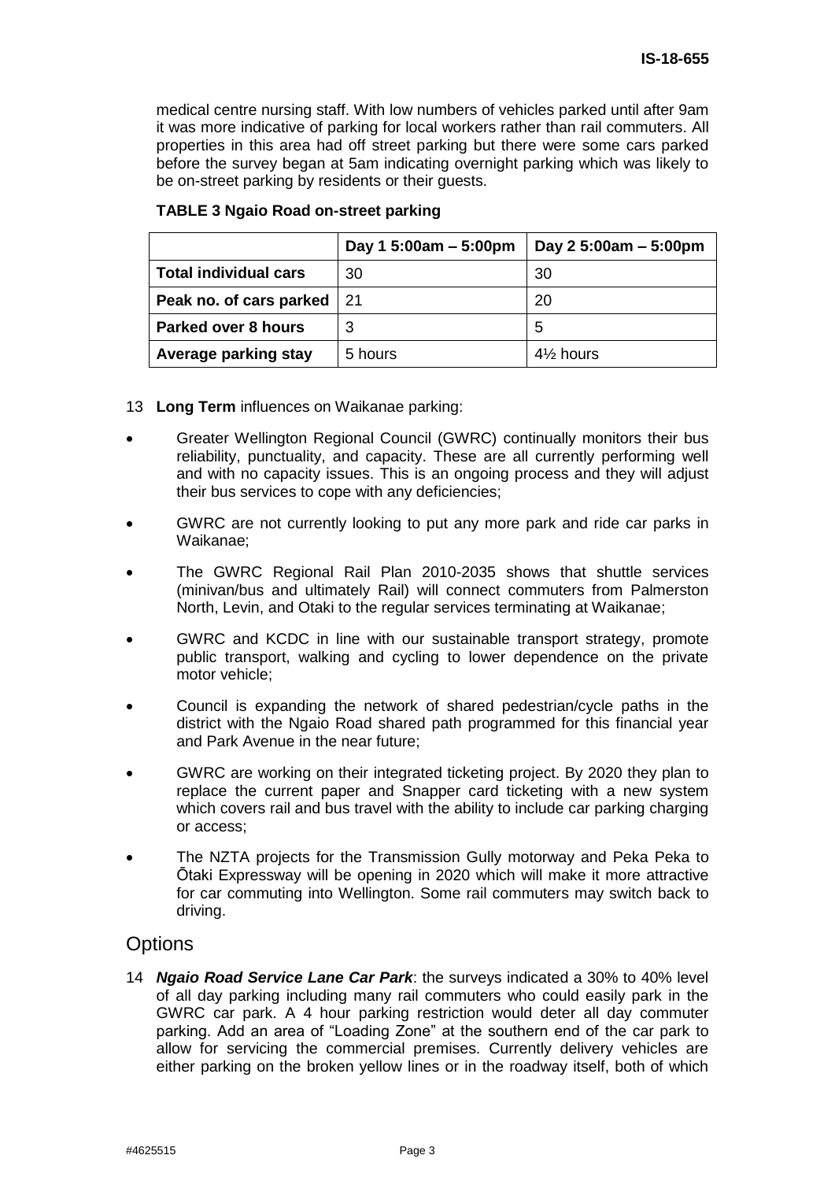medical centre nursing staff. With low numbers of vehicles parked until after 9am it was more indicative of parking for local workers rather than rail commuters. All properties in this area had off street parking but there were some cars parked before the survey began at 5am indicating overnight parking which was likely to be on-street parking by residents or their guests.

**TABLE 3 Ngaio Road on-street parking**

| | Day 1 5:00am – 5:00pm | Day 2 5:00am – 5:00pm |
|---|---|---|
| **Total individual cars** | 30 | 30 |
| **Peak no. of cars parked** | 21 | 20 |
| **Parked over 8 hours** | 3 | 5 |
| **Average parking stay** | 5 hours | 4½ hours |

13 **Long Term** influences on Waikanae parking:

- Greater Wellington Regional Council (GWRC) continually monitors their bus reliability, punctuality, and capacity. These are all currently performing well and with no capacity issues. This is an ongoing process and they will adjust their bus services to cope with any deficiencies;
- GWRC are not currently looking to put any more park and ride car parks in Waikanae;
- The GWRC Regional Rail Plan 2010-2035 shows that shuttle services (minivan/bus and ultimately Rail) will connect commuters from Palmerston North, Levin, and Otaki to the regular services terminating at Waikanae;
- GWRC and KCDC in line with our sustainable transport strategy, promote public transport, walking and cycling to lower dependence on the private motor vehicle;
- Council is expanding the network of shared pedestrian/cycle paths in the district with the Ngaio Road shared path programmed for this financial year and Park Avenue in the near future;
- GWRC are working on their integrated ticketing project. By 2020 they plan to replace the current paper and Snapper card ticketing with a new system which covers rail and bus travel with the ability to include car parking charging or access;
- The NZTA projects for the Transmission Gully motorway and Peka Peka to Ōtaki Expressway will be opening in 2020 which will make it more attractive for car commuting into Wellington. Some rail commuters may switch back to driving.

## Options

14 ***Ngaio Road Service Lane Car Park***: the surveys indicated a 30% to 40% level of all day parking including many rail commuters who could easily park in the GWRC car park. A 4 hour parking restriction would deter all day commuter parking. Add an area of "Loading Zone" at the southern end of the car park to allow for servicing the commercial premises. Currently delivery vehicles are either parking on the broken yellow lines or in the roadway itself, both of which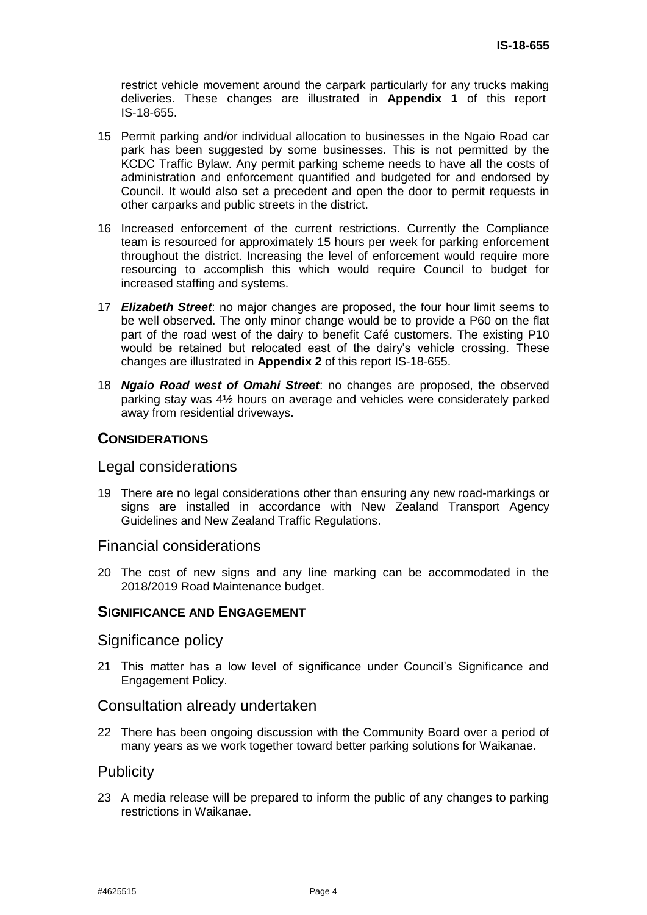restrict vehicle movement around the carpark particularly for any trucks making deliveries. These changes are illustrated in **Appendix 1** of this report IS-18-655.

15 Permit parking and/or individual allocation to businesses in the Ngaio Road car park has been suggested by some businesses. This is not permitted by the KCDC Traffic Bylaw. Any permit parking scheme needs to have all the costs of administration and enforcement quantified and budgeted for and endorsed by Council. It would also set a precedent and open the door to permit requests in other carparks and public streets in the district.

16 Increased enforcement of the current restrictions. Currently the Compliance team is resourced for approximately 15 hours per week for parking enforcement throughout the district. Increasing the level of enforcement would require more resourcing to accomplish this which would require Council to budget for increased staffing and systems.

17 ***Elizabeth Street***: no major changes are proposed, the four hour limit seems to be well observed. The only minor change would be to provide a P60 on the flat part of the road west of the dairy to benefit Café customers. The existing P10 would be retained but relocated east of the dairy's vehicle crossing. These changes are illustrated in **Appendix 2** of this report IS-18-655.

18 ***Ngaio Road west of Omahi Street***: no changes are proposed, the observed parking stay was 4½ hours on average and vehicles were considerately parked away from residential driveways.

## CONSIDERATIONS

### Legal considerations

19 There are no legal considerations other than ensuring any new road-markings or signs are installed in accordance with New Zealand Transport Agency Guidelines and New Zealand Traffic Regulations.

### Financial considerations

20 The cost of new signs and any line marking can be accommodated in the 2018/2019 Road Maintenance budget.

## SIGNIFICANCE AND ENGAGEMENT

### Significance policy

21 This matter has a low level of significance under Council's Significance and Engagement Policy.

### Consultation already undertaken

22 There has been ongoing discussion with the Community Board over a period of many years as we work together toward better parking solutions for Waikanae.

### Publicity

23 A media release will be prepared to inform the public of any changes to parking restrictions in Waikanae.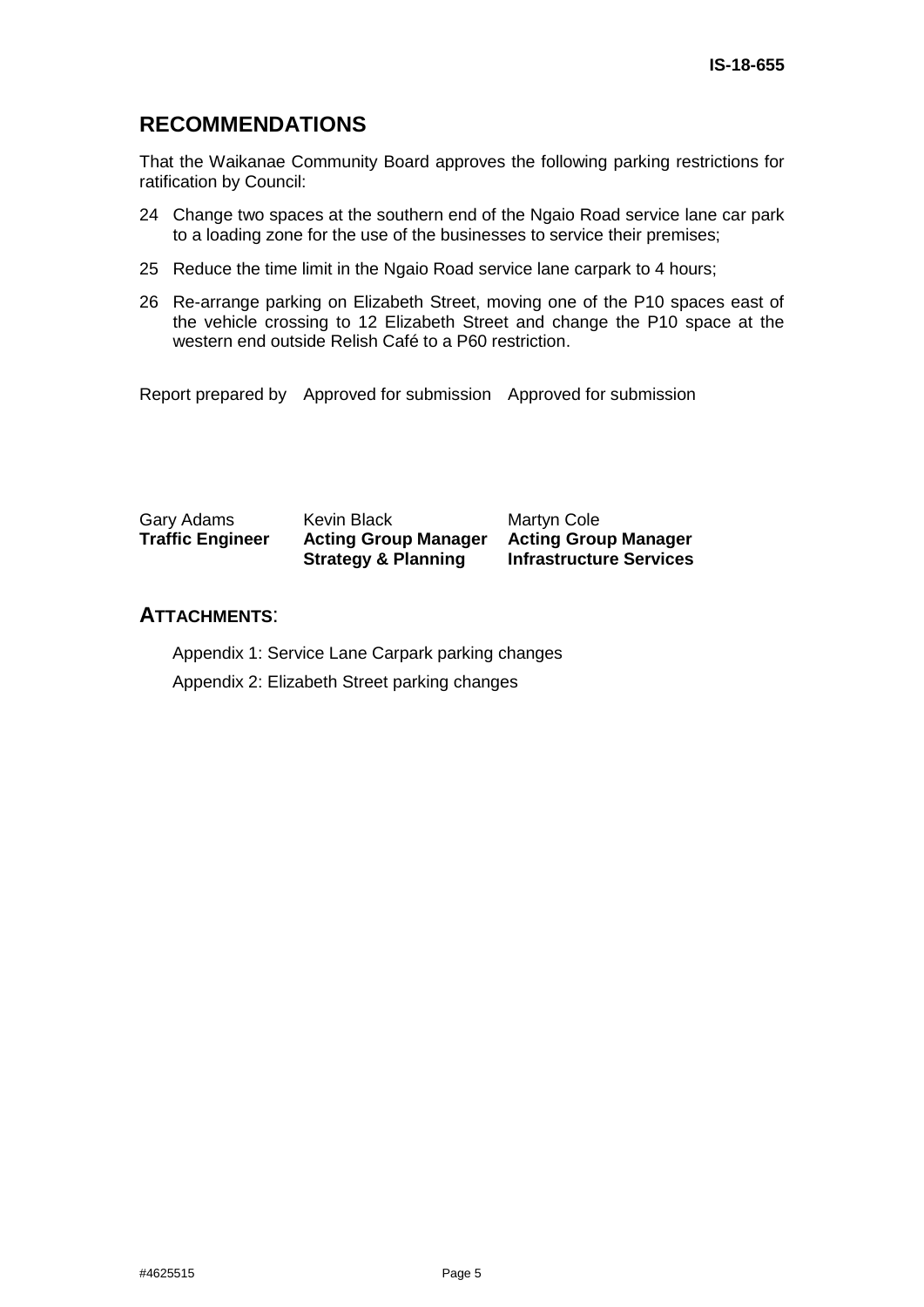## RECOMMENDATIONS

That the Waikanae Community Board approves the following parking restrictions for ratification by Council:

24 Change two spaces at the southern end of the Ngaio Road service lane car park to a loading zone for the use of the businesses to service their premises;

25 Reduce the time limit in the Ngaio Road service lane carpark to 4 hours;

26 Re-arrange parking on Elizabeth Street, moving one of the P10 spaces east of the vehicle crossing to 12 Elizabeth Street and change the P10 space at the western end outside Relish Café to a P60 restriction.

| Report prepared by | Approved for submission | Approved for submission |
|---|---|---|
| Gary Adams<br>**Traffic Engineer** | Kevin Black<br>**Acting Group Manager Strategy & Planning** | Martyn Cole<br>**Acting Group Manager Infrastructure Services** |

## ATTACHMENTS:

Appendix 1: Service Lane Carpark parking changes

Appendix 2: Elizabeth Street parking changes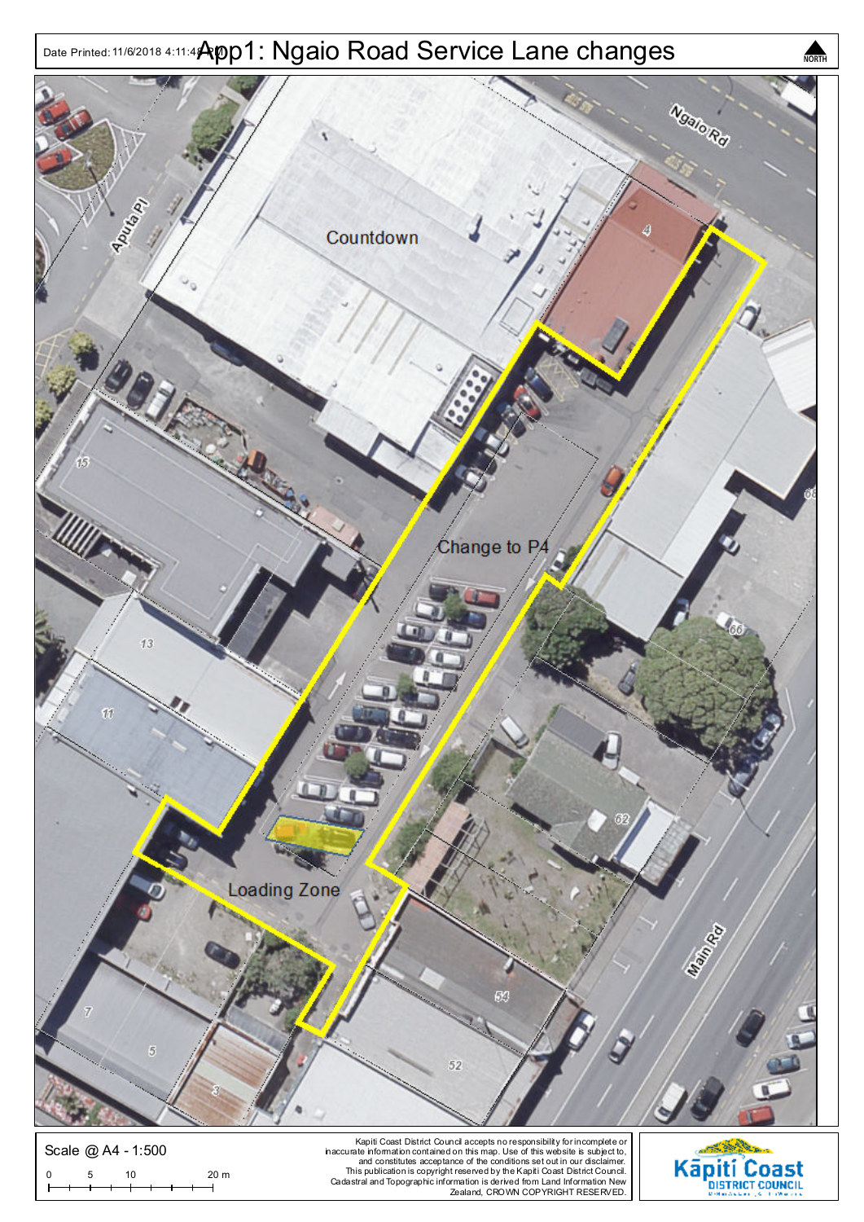Date Printed: 11/6/2018 4:11:48 PM

# App1: Ngaio Road Service Lane changes

NORTH

Ngaio Rd

Aputa Pl

Countdown

4

15

Change to P4

13

11

Loading Zone

68

66

62

54

52

7

5

3

Main Rd

Scale @ A4 - 1:500

0 5 10 20 m

Kapiti Coast District Council accepts no responsibility for incomplete or inaccurate information contained on this map. Use of this website is subject to, and constitutes acceptance of the conditions set out in our disclaimer. This publication is copyright reserved by the Kapiti Coast District Council. Cadastral and Topographic information is derived from Land Information New Zealand, CROWN COPYRIGHT RESERVED.

Kāpiti Coast DISTRICT COUNCIL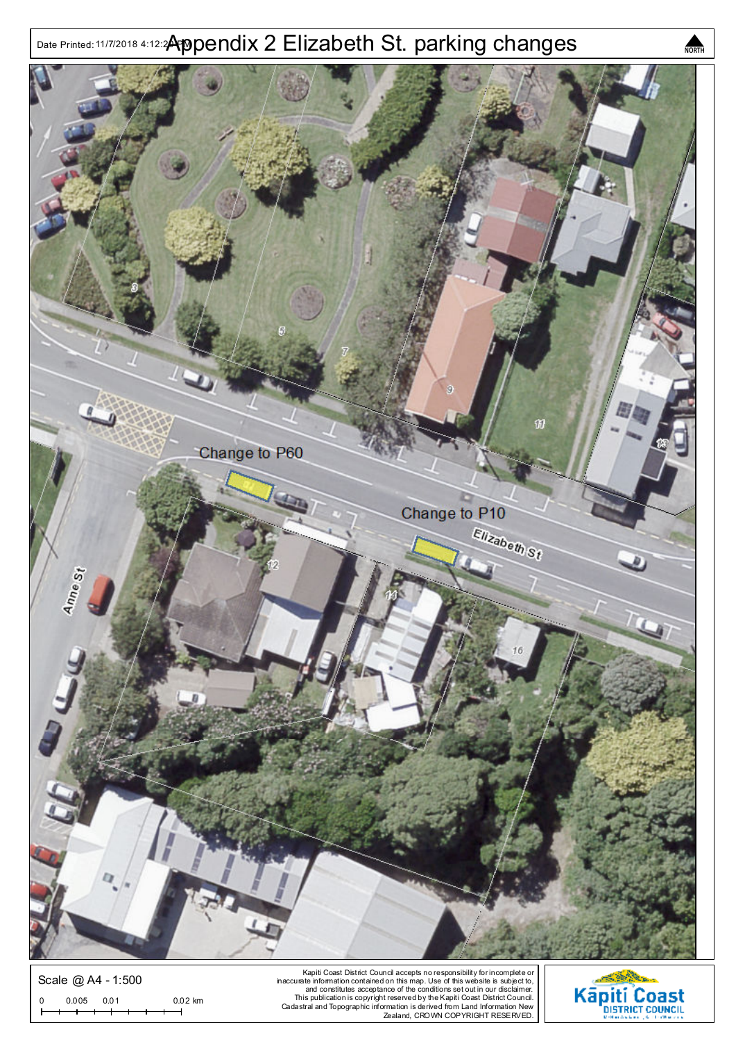Date Printed: 11/7/2018 4:12:24 PM

# Appendix 2 Elizabeth St. parking changes

NORTH

Change to P60

Change to P10

Elizabeth St

Anne St

3

5

7

9

11

12

13

14

16

Scale @ A4 - 1:500

0 0.005 0.01 0.02 km

Kapiti Coast District Council accepts no responsibility for incomplete or inaccurate information contained on this map. Use of this website is subject to, and constitutes acceptance of the conditions set out in our disclaimer. This publication is copyright reserved by the Kapiti Coast District Council. Cadastral and Topographic information is derived from Land Information New Zealand, CROWN COPYRIGHT RESERVED.

Kāpiti Coast DISTRICT COUNCIL